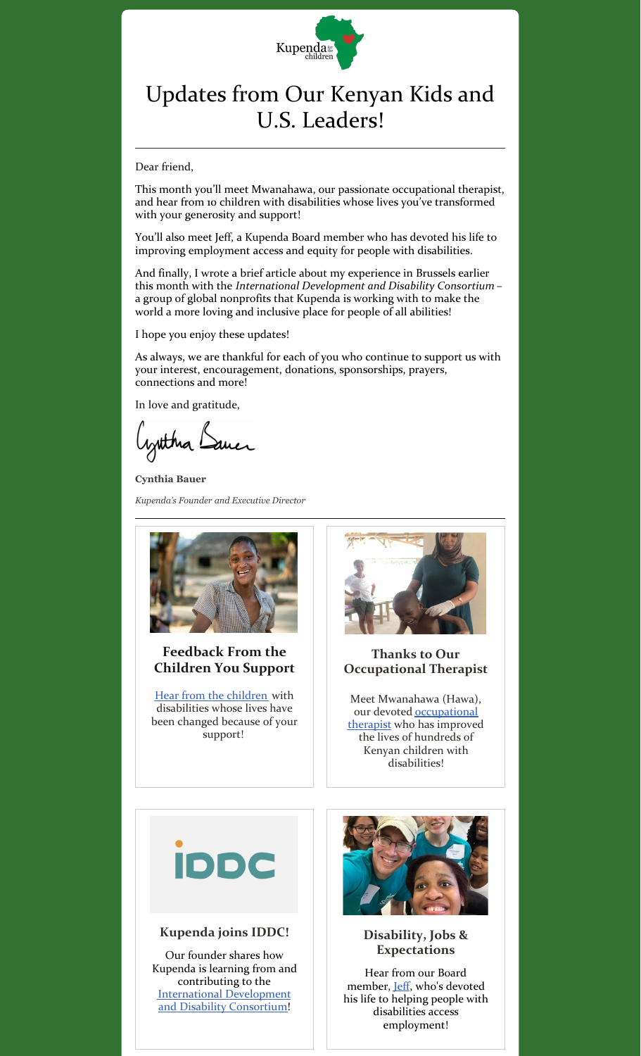Kupenda for the children

# Updates from Our Kenyan Kids and U.S. Leaders!

---

Dear friend,

This month you'll meet Mwanahawa, our passionate occupational therapist, and hear from 10 children with disabilities whose lives you've transformed with your generosity and support!

You'll also meet Jeff, a Kupenda Board member who has devoted his life to improving employment access and equity for people with disabilities.

And finally, I wrote a brief article about my experience in Brussels earlier this month with the *International Development and Disability Consortium* – a group of global nonprofits that Kupenda is working with to make the world a more loving and inclusive place for people of all abilities!

I hope you enjoy these updates!

As always, we are thankful for each of you who continue to support us with your interest, encouragement, donations, sponsorships, prayers, connections and more!

In love and gratitude,

**Cynthia Bauer**

*Kupenda's Founder and Executive Director*

---

### Feedback From the Children You Support

Hear from the children with disabilities whose lives have been changed because of your support!

### Thanks to Our Occupational Therapist

Meet Mwanahawa (Hawa), our devoted occupational therapist who has improved the lives of hundreds of Kenyan children with disabilities!

### Kupenda joins IDDC!

Our founder shares how Kupenda is learning from and contributing to the International Development and Disability Consortium!

### Disability, Jobs & Expectations

Hear from our Board member, Jeff, who's devoted his life to helping people with disabilities access employment!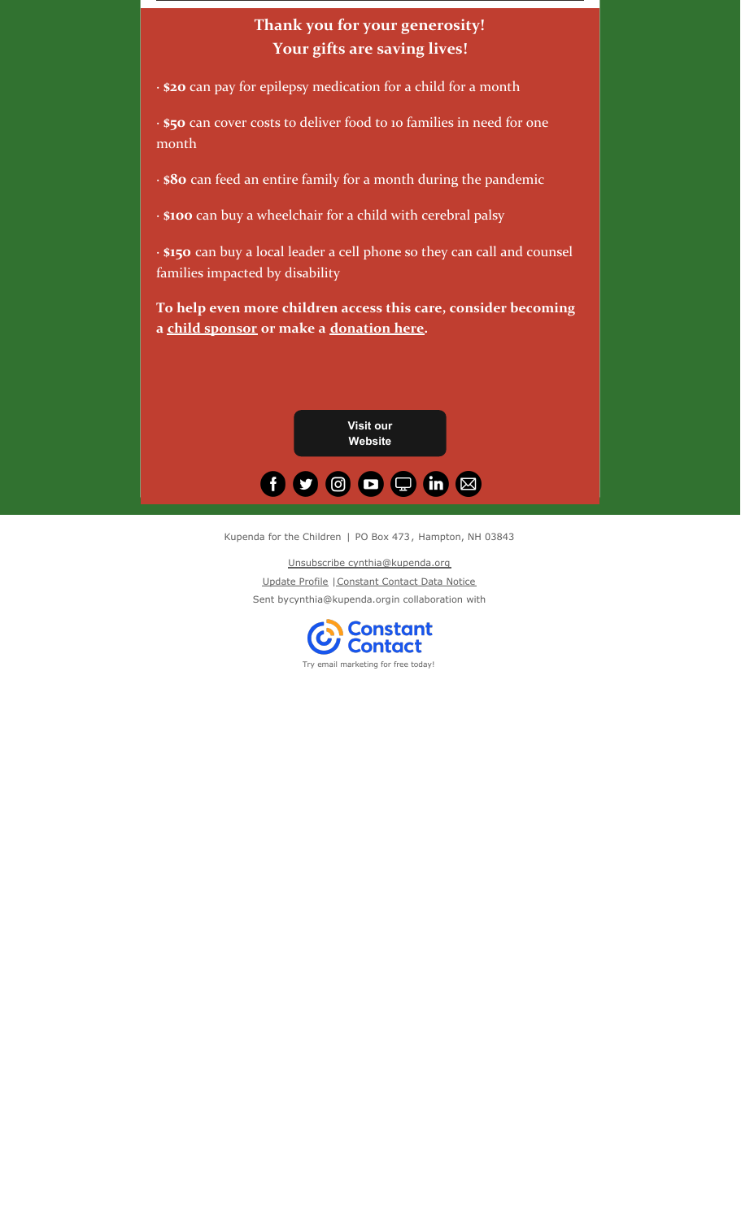**Thank you for your generosity!**
**Your gifts are saving lives!**

· **$20** can pay for epilepsy medication for a child for a month

· **$50** can cover costs to deliver food to 10 families in need for one month

· **$80** can feed an entire family for a month during the pandemic

· **$100** can buy a wheelchair for a child with cerebral palsy

· **$150** can buy a local leader a cell phone so they can call and counsel families impacted by disability

**To help even more children access this care, consider becoming a child sponsor or make a donation here.**

Visit our Website

Kupenda for the Children | PO Box 473, Hampton, NH 03843

Unsubscribe cynthia@kupenda.org

Update Profile | Constant Contact Data Notice

Sent bycynthia@kupenda.orgin collaboration with

Constant Contact

Try email marketing for free today!